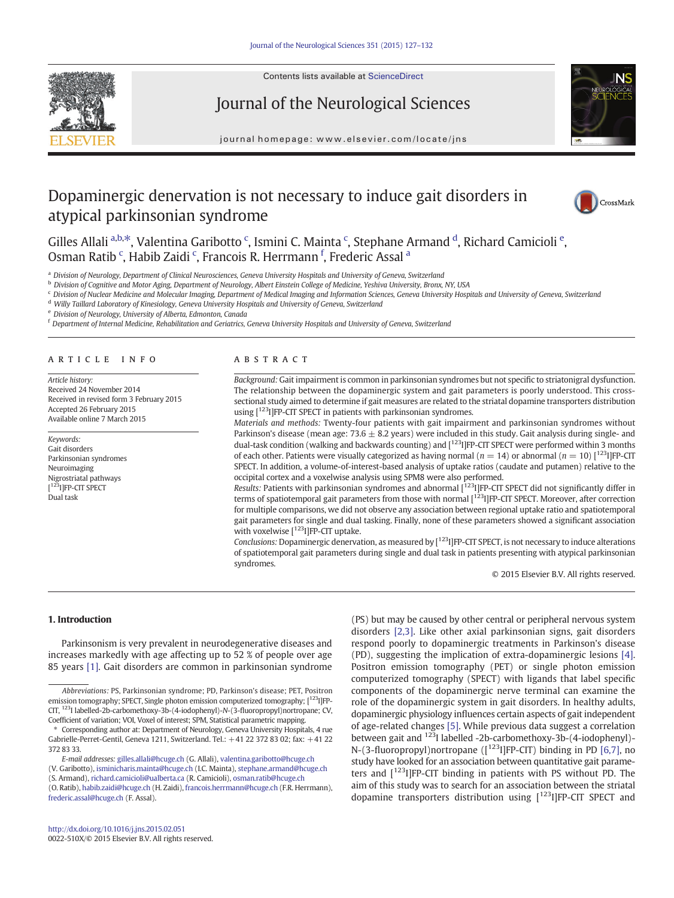# Dopaminergic denervation is not necessary to induce gait disorders in atypical parkinsonian syndrome

Gilles Allali [a,b,*], Valentina Garibotto [c], Ismini C. Mainta [c], Stephane Armand [d], Richard Camicioli [e], Osman Ratib [c], Habib Zaidi [c], Francois R. Herrmann [f], Frederic Assal [a]

[a] Division of Neurology, Department of Clinical Neurosciences, Geneva University Hospitals and University of Geneva, Switzerland
[b] Division of Cognitive and Motor Aging, Department of Neurology, Albert Einstein College of Medicine, Yeshiva University, Bronx, NY, USA
[c] Division of Nuclear Medicine and Molecular Imaging, Department of Medical Imaging and Information Sciences, Geneva University Hospitals and University of Geneva, Switzerland
[d] Willy Taillard Laboratory of Kinesiology, Geneva University Hospitals and University of Geneva, Switzerland
[e] Division of Neurology, University of Alberta, Edmonton, Canada
[f] Department of Internal Medicine, Rehabilitation and Geriatrics, Geneva University Hospitals and University of Geneva, Switzerland

## ARTICLE INFO

*Article history:*
Received 24 November 2014
Received in revised form 3 February 2015
Accepted 26 February 2015
Available online 7 March 2015

*Keywords:*
Gait disorders
Parkinsonian syndromes
Neuroimaging
Nigrostriatal pathways
[$^{123}$I]FP-CIT SPECT
Dual task

## ABSTRACT

*Background:* Gait impairment is common in parkinsonian syndromes but not specific to striatonigral dysfunction. The relationship between the dopaminergic system and gait parameters is poorly understood. This cross-sectional study aimed to determine if gait measures are related to the striatal dopamine transporters distribution using [$^{123}$I]FP-CIT SPECT in patients with parkinsonian syndromes.

*Materials and methods:* Twenty-four patients with gait impairment and parkinsonian syndromes without Parkinson's disease (mean age: 73.6 ± 8.2 years) were included in this study. Gait analysis during single- and dual-task condition (walking and backwards counting) and [$^{123}$I]FP-CIT SPECT were performed within 3 months of each other. Patients were visually categorized as having normal ($n = 14$) or abnormal ($n = 10$) [$^{123}$I]FP-CIT SPECT. In addition, a volume-of-interest-based analysis of uptake ratios (caudate and putamen) relative to the occipital cortex and a voxelwise analysis using SPM8 were also performed.

*Results:* Patients with parkinsonian syndromes and abnormal [$^{123}$I]FP-CIT SPECT did not significantly differ in terms of spatiotemporal gait parameters from those with normal [$^{123}$I]FP-CIT SPECT. Moreover, after correction for multiple comparisons, we did not observe any association between regional uptake ratio and spatiotemporal gait parameters for single and dual tasking. Finally, none of these parameters showed a significant association with voxelwise [$^{123}$I]FP-CIT uptake.

*Conclusions:* Dopaminergic denervation, as measured by [$^{123}$I]FP-CIT SPECT, is not necessary to induce alterations of spatiotemporal gait parameters during single and dual task in patients presenting with atypical parkinsonian syndromes.

© 2015 Elsevier B.V. All rights reserved.

## 1. Introduction

Parkinsonism is very prevalent in neurodegenerative diseases and increases markedly with age affecting up to 52 % of people over age 85 years [1]. Gait disorders are common in parkinsonian syndrome (PS) but may be caused by other central or peripheral nervous system disorders [2,3]. Like other axial parkinsonian signs, gait disorders respond poorly to dopaminergic treatments in Parkinson's disease (PD), suggesting the implication of extra-dopaminergic lesions [4]. Positron emission tomography (PET) or single photon emission computerized tomography (SPECT) with ligands that label specific components of the dopaminergic nerve terminal can examine the role of the dopaminergic system in gait disorders. In healthy adults, dopaminergic physiology influences certain aspects of gait independent of age-related changes [5]. While previous data suggest a correlation between gait and $^{123}$I labelled -2b-carbomethoxy-3b-(4-iodophenyl)-N-(3-fluoropropyl)nortropane ([$^{123}$I]FP-CIT) binding in PD [6,7], no study have looked for an association between quantitative gait parameters and [$^{123}$I]FP-CIT binding in patients with PS without PD. The aim of this study was to search for an association between the striatal dopamine transporters distribution using [$^{123}$I]FP-CIT SPECT and

---

*Abbreviations:* PS, Parkinsonian syndrome; PD, Parkinson's disease; PET, Positron emission tomography; SPECT, Single photon emission computerized tomography; [$^{123}$I]FP-CIT, $^{123}$I labelled-2b-carbomethoxy-3b-(4-iodophenyl)-*N*-(3-fluoropropyl)nortropane; CV, Coefficient of variation; VOI, Voxel of interest; SPM, Statistical parametric mapping.

\* Corresponding author at: Department of Neurology, Geneva University Hospitals, 4 rue Gabrielle-Perret-Gentil, Geneva 1211, Switzerland. Tel.: +41 22 372 83 02; fax: +41 22 372 83 33.

*E-mail addresses:* gilles.allali@hcuge.ch (G. Allali), valentina.garibotto@hcuge.ch (V. Garibotto), isminicharis.mainta@hcuge.ch (I.C. Mainta), stephane.armand@hcuge.ch (S. Armand), richard.camicioli@ualberta.ca (R. Camicioli), osman.ratib@hcuge.ch (O. Ratib), habib.zaidi@hcuge.ch (H. Zaidi), francois.herrmann@hcuge.ch (F.R. Herrmann), frederic.assal@hcuge.ch (F. Assal).

http://dx.doi.org/10.1016/j.jns.2015.02.051
0022-510X/© 2015 Elsevier B.V. All rights reserved.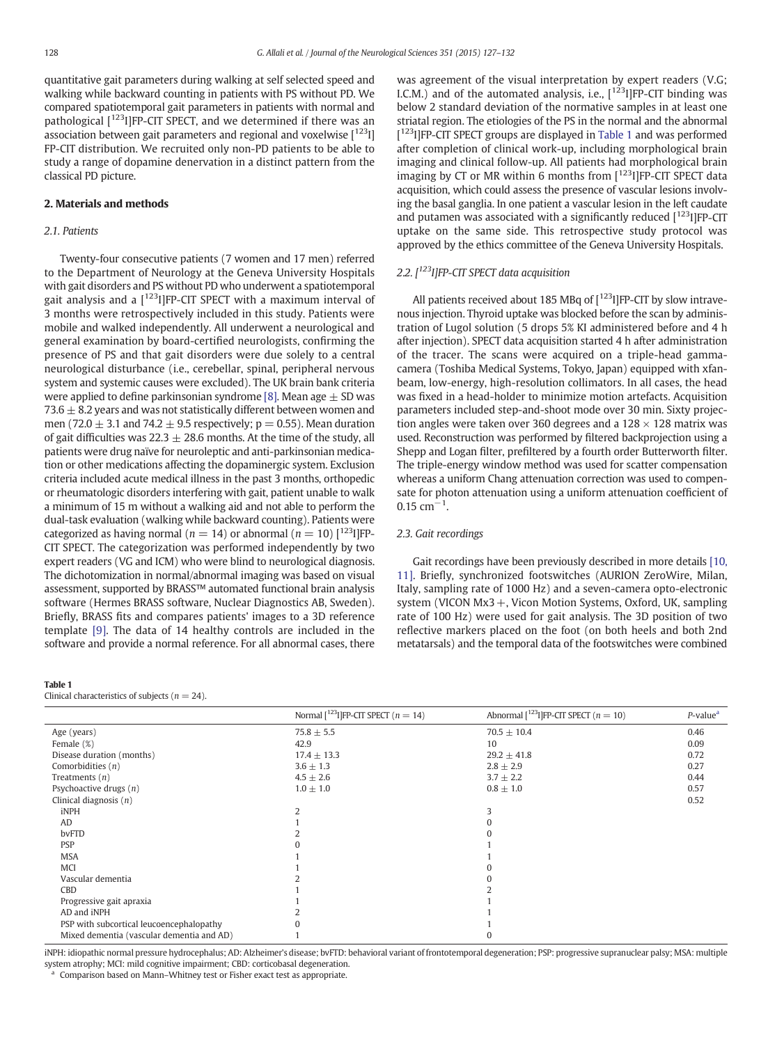quantitative gait parameters during walking at self selected speed and walking while backward counting in patients with PS without PD. We compared spatiotemporal gait parameters in patients with normal and pathological [$^{123}$I]FP-CIT SPECT, and we determined if there was an association between gait parameters and regional and voxelwise [$^{123}$I] FP-CIT distribution. We recruited only non-PD patients to be able to study a range of dopamine denervation in a distinct pattern from the classical PD picture.

## 2. Materials and methods

### 2.1. Patients

Twenty-four consecutive patients (7 women and 17 men) referred to the Department of Neurology at the Geneva University Hospitals with gait disorders and PS without PD who underwent a spatiotemporal gait analysis and a [$^{123}$I]FP-CIT SPECT with a maximum interval of 3 months were retrospectively included in this study. Patients were mobile and walked independently. All underwent a neurological and general examination by board-certified neurologists, confirming the presence of PS and that gait disorders were due solely to a central neurological disturbance (i.e., cerebellar, spinal, peripheral nervous system and systemic causes were excluded). The UK brain bank criteria were applied to define parkinsonian syndrome [8]. Mean age ± SD was 73.6 ± 8.2 years and was not statistically different between women and men (72.0 ± 3.1 and 74.2 ± 9.5 respectively; $p = 0.55$). Mean duration of gait difficulties was 22.3 ± 28.6 months. At the time of the study, all patients were drug naïve for neuroleptic and anti-parkinsonian medication or other medications affecting the dopaminergic system. Exclusion criteria included acute medical illness in the past 3 months, orthopedic or rheumatologic disorders interfering with gait, patient unable to walk a minimum of 15 m without a walking aid and not able to perform the dual-task evaluation (walking while backward counting). Patients were categorized as having normal ($n = 14$) or abnormal ($n = 10$) [$^{123}$I]FP-CIT SPECT. The categorization was performed independently by two expert readers (VG and ICM) who were blind to neurological diagnosis. The dichotomization in normal/abnormal imaging was based on visual assessment, supported by BRASS™ automated functional brain analysis software (Hermes BRASS software, Nuclear Diagnostics AB, Sweden). Briefly, BRASS fits and compares patients' images to a 3D reference template [9]. The data of 14 healthy controls are included in the software and provide a normal reference. For all abnormal cases, there was agreement of the visual interpretation by expert readers (V.G; I.C.M.) and of the automated analysis, i.e., [$^{123}$I]FP-CIT binding was below 2 standard deviation of the normative samples in at least one striatal region. The etiologies of the PS in the normal and the abnormal [$^{123}$I]FP-CIT SPECT groups are displayed in Table 1 and was performed after completion of clinical work-up, including morphological brain imaging and clinical follow-up. All patients had morphological brain imaging by CT or MR within 6 months from [$^{123}$I]FP-CIT SPECT data acquisition, which could assess the presence of vascular lesions involving the basal ganglia. In one patient a vascular lesion in the left caudate and putamen was associated with a significantly reduced [$^{123}$I]FP-CIT uptake on the same side. This retrospective study protocol was approved by the ethics committee of the Geneva University Hospitals.

### 2.2. [$^{123}$I]FP-CIT SPECT data acquisition

All patients received about 185 MBq of [$^{123}$I]FP-CIT by slow intravenous injection. Thyroid uptake was blocked before the scan by administration of Lugol solution (5 drops 5% KI administered before and 4 h after injection). SPECT data acquisition started 4 h after administration of the tracer. The scans were acquired on a triple-head gamma-camera (Toshiba Medical Systems, Tokyo, Japan) equipped with xfan-beam, low-energy, high-resolution collimators. In all cases, the head was fixed in a head-holder to minimize motion artefacts. Acquisition parameters included step-and-shoot mode over 30 min. Sixty projection angles were taken over 360 degrees and a 128 × 128 matrix was used. Reconstruction was performed by filtered backprojection using a Shepp and Logan filter, prefiltered by a fourth order Butterworth filter. The triple-energy window method was used for scatter compensation whereas a uniform Chang attenuation correction was used to compensate for photon attenuation using a uniform attenuation coefficient of 0.15 $cm^{-1}$.

### 2.3. Gait recordings

Gait recordings have been previously described in more details [10, 11]. Briefly, synchronized footswitches (AURION ZeroWire, Milan, Italy, sampling rate of 1000 Hz) and a seven-camera opto-electronic system (VICON Mx3+, Vicon Motion Systems, Oxford, UK, sampling rate of 100 Hz) were used for gait analysis. The 3D position of two reflective markers placed on the foot (on both heels and both 2nd metatarsals) and the temporal data of the footswitches were combined

**Table 1**
Clinical characteristics of subjects ($n = 24$).

| | Normal [$^{123}$I]FP-CIT SPECT ($n = 14$) | Abnormal [$^{123}$I]FP-CIT SPECT ($n = 10$) | *P*-value[a] |
|---|---|---|---|
| Age (years) | 75.8 ± 5.5 | 70.5 ± 10.4 | 0.46 |
| Female (%) | 42.9 | 10 | 0.09 |
| Disease duration (months) | 17.4 ± 13.3 | 29.2 ± 41.8 | 0.72 |
| Comorbidities (*n*) | 3.6 ± 1.3 | 2.8 ± 2.9 | 0.27 |
| Treatments (*n*) | 4.5 ± 2.6 | 3.7 ± 2.2 | 0.44 |
| Psychoactive drugs (*n*) | 1.0 ± 1.0 | 0.8 ± 1.0 | 0.57 |
| Clinical diagnosis (*n*) | | | 0.52 |
| iNPH | 2 | 3 | |
| AD | 1 | 0 | |
| bvFTD | 2 | 0 | |
| PSP | 0 | 1 | |
| MSA | 1 | 1 | |
| MCI | 1 | 0 | |
| Vascular dementia | 2 | 0 | |
| CBD | 1 | 2 | |
| Progressive gait apraxia | 1 | 1 | |
| AD and iNPH | 2 | 1 | |
| PSP with subcortical leucoencephalopathy | 0 | 1 | |
| Mixed dementia (vascular dementia and AD) | 1 | 0 | |

iNPH: idiopathic normal pressure hydrocephalus; AD: Alzheimer's disease; bvFTD: behavioral variant of frontotemporal degeneration; PSP: progressive supranuclear palsy; MSA: multiple system atrophy; MCI: mild cognitive impairment; CBD: corticobasal degeneration.

[a] Comparison based on Mann–Whitney test or Fisher exact test as appropriate.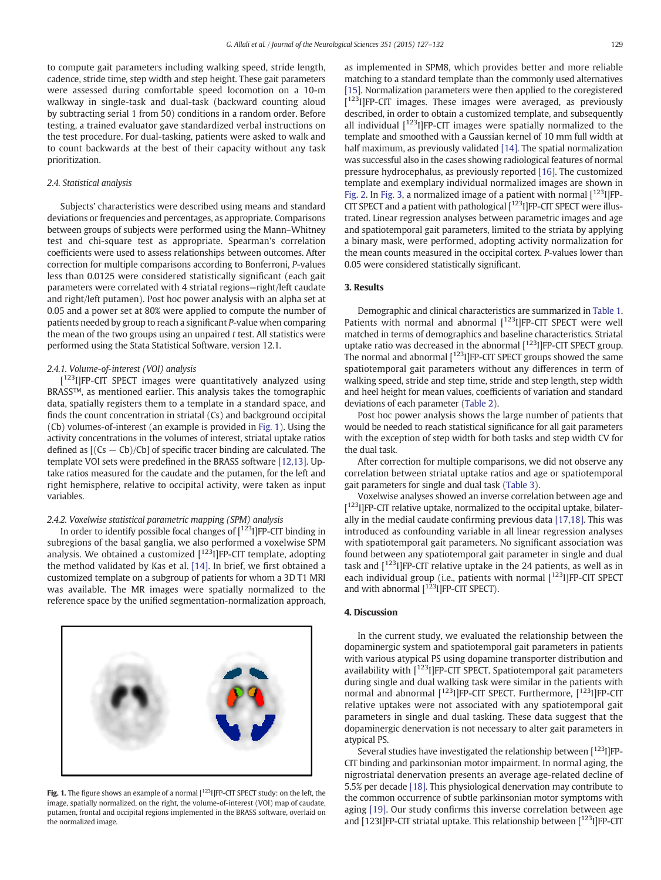to compute gait parameters including walking speed, stride length, cadence, stride time, step width and step height. These gait parameters were assessed during comfortable speed locomotion on a 10-m walkway in single-task and dual-task (backward counting aloud by subtracting serial 1 from 50) conditions in a random order. Before testing, a trained evaluator gave standardized verbal instructions on the test procedure. For dual-tasking, patients were asked to walk and to count backwards at the best of their capacity without any task prioritization.

### 2.4. Statistical analysis

Subjects' characteristics were described using means and standard deviations or frequencies and percentages, as appropriate. Comparisons between groups of subjects were performed using the Mann–Whitney test and chi-square test as appropriate. Spearman's correlation coefficients were used to assess relationships between outcomes. After correction for multiple comparisons according to Bonferroni, *P*-values less than 0.0125 were considered statistically significant (each gait parameters were correlated with 4 striatal regions—right/left caudate and right/left putamen). Post hoc power analysis with an alpha set at 0.05 and a power set at 80% were applied to compute the number of patients needed by group to reach a significant *P*-value when comparing the mean of the two groups using an unpaired *t* test. All statistics were performed using the Stata Statistical Software, version 12.1.

#### 2.4.1. Volume-of-interest (VOI) analysis

[$^{123}$I]FP-CIT SPECT images were quantitatively analyzed using BRASS™, as mentioned earlier. This analysis takes the tomographic data, spatially registers them to a template in a standard space, and finds the count concentration in striatal (Cs) and background occipital (Cb) volumes-of-interest (an example is provided in Fig. 1). Using the activity concentrations in the volumes of interest, striatal uptake ratios defined as [(Cs − Cb)/Cb] of specific tracer binding are calculated. The template VOI sets were predefined in the BRASS software [12,13]. Uptake ratios measured for the caudate and the putamen, for the left and right hemisphere, relative to occipital activity, were taken as input variables.

#### 2.4.2. Voxelwise statistical parametric mapping (SPM) analysis

In order to identify possible focal changes of [$^{123}$I]FP-CIT binding in subregions of the basal ganglia, we also performed a voxelwise SPM analysis. We obtained a customized [$^{123}$I]FP-CIT template, adopting the method validated by Kas et al. [14]. In brief, we first obtained a customized template on a subgroup of patients for whom a 3D T1 MRI was available. The MR images were spatially normalized to the reference space by the unified segmentation-normalization approach, as implemented in SPM8, which provides better and more reliable matching to a standard template than the commonly used alternatives [15]. Normalization parameters were then applied to the coregistered [$^{123}$I]FP-CIT images. These images were averaged, as previously described, in order to obtain a customized template, and subsequently all individual [$^{123}$I]FP-CIT images were spatially normalized to the template and smoothed with a Gaussian kernel of 10 mm full width at half maximum, as previously validated [14]. The spatial normalization was successful also in the cases showing radiological features of normal pressure hydrocephalus, as previously reported [16]. The customized template and exemplary individual normalized images are shown in Fig. 2. In Fig. 3, a normalized image of a patient with normal [$^{123}$I]FP-CIT SPECT and a patient with pathological [$^{123}$I]FP-CIT SPECT were illustrated. Linear regression analyses between parametric images and age and spatiotemporal gait parameters, limited to the striata by applying a binary mask, were performed, adopting activity normalization for the mean counts measured in the occipital cortex. *P*-values lower than 0.05 were considered statistically significant.

**Fig. 1.** The figure shows an example of a normal [$^{123}$I]FP-CIT SPECT study: on the left, the image, spatially normalized, on the right, the volume-of-interest (VOI) map of caudate, putamen, frontal and occipital regions implemented in the BRASS software, overlaid on the normalized image.

## 3. Results

Demographic and clinical characteristics are summarized in Table 1. Patients with normal and abnormal [$^{123}$I]FP-CIT SPECT were well matched in terms of demographics and baseline characteristics. Striatal uptake ratio was decreased in the abnormal [$^{123}$I]FP-CIT SPECT group. The normal and abnormal [$^{123}$I]FP-CIT SPECT groups showed the same spatiotemporal gait parameters without any differences in term of walking speed, stride and step time, stride and step length, step width and heel height for mean values, coefficients of variation and standard deviations of each parameter (Table 2).

Post hoc power analysis shows the large number of patients that would be needed to reach statistical significance for all gait parameters with the exception of step width for both tasks and step width CV for the dual task.

After correction for multiple comparisons, we did not observe any correlation between striatal uptake ratios and age or spatiotemporal gait parameters for single and dual task (Table 3).

Voxelwise analyses showed an inverse correlation between age and [$^{123}$I]FP-CIT relative uptake, normalized to the occipital uptake, bilaterally in the medial caudate confirming previous data [17,18]. This was introduced as confounding variable in all linear regression analyses with spatiotemporal gait parameters. No significant association was found between any spatiotemporal gait parameter in single and dual task and [$^{123}$I]FP-CIT relative uptake in the 24 patients, as well as in each individual group (i.e., patients with normal [$^{123}$I]FP-CIT SPECT and with abnormal [$^{123}$I]FP-CIT SPECT).

## 4. Discussion

In the current study, we evaluated the relationship between the dopaminergic system and spatiotemporal gait parameters in patients with various atypical PS using dopamine transporter distribution and availability with [$^{123}$I]FP-CIT SPECT. Spatiotemporal gait parameters during single and dual walking task were similar in the patients with normal and abnormal [$^{123}$I]FP-CIT SPECT. Furthermore, [$^{123}$I]FP-CIT relative uptakes were not associated with any spatiotemporal gait parameters in single and dual tasking. These data suggest that the dopaminergic denervation is not necessary to alter gait parameters in atypical PS.

Several studies have investigated the relationship between [$^{123}$I]FP-CIT binding and parkinsonian motor impairment. In normal aging, the nigrostriatal denervation presents an average age-related decline of 5.5% per decade [18]. This physiological denervation may contribute to the common occurrence of subtle parkinsonian motor symptoms with aging [19]. Our study confirms this inverse correlation between age and [123I]FP-CIT striatal uptake. This relationship between [$^{123}$I]FP-CIT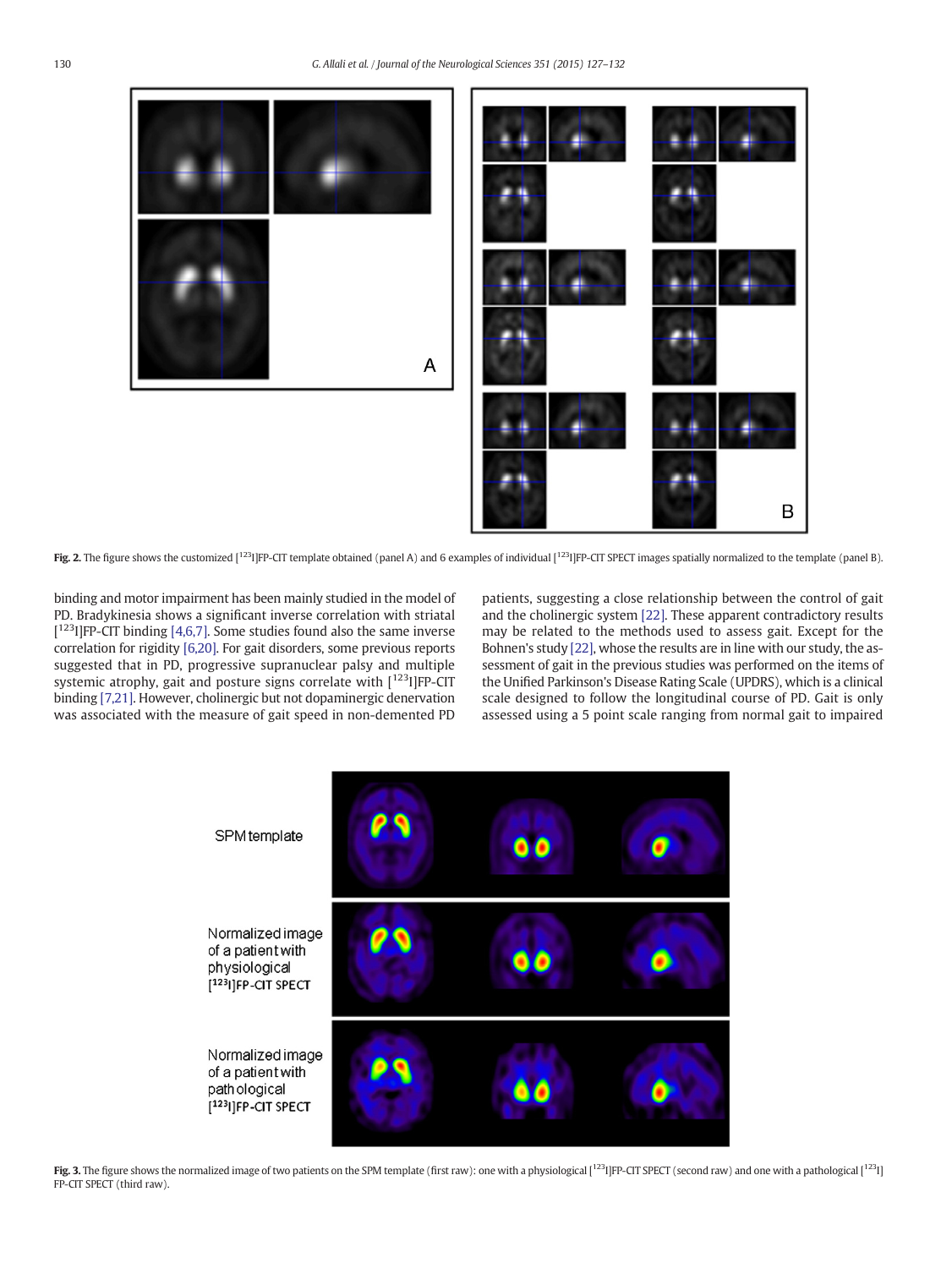Fig. 2. The figure shows the customized [123I]FP-CIT template obtained (panel A) and 6 examples of individual [123I]FP-CIT SPECT images spatially normalized to the template (panel B).

binding and motor impairment has been mainly studied in the model of PD. Bradykinesia shows a significant inverse correlation with striatal [123I]FP-CIT binding [4,6,7]. Some studies found also the same inverse correlation for rigidity [6,20]. For gait disorders, some previous reports suggested that in PD, progressive supranuclear palsy and multiple systemic atrophy, gait and posture signs correlate with [123I]FP-CIT binding [7,21]. However, cholinergic but not dopaminergic denervation was associated with the measure of gait speed in non-demented PD patients, suggesting a close relationship between the control of gait and the cholinergic system [22]. These apparent contradictory results may be related to the methods used to assess gait. Except for the Bohnen's study [22], whose the results are in line with our study, the assessment of gait in the previous studies was performed on the items of the Unified Parkinson's Disease Rating Scale (UPDRS), which is a clinical scale designed to follow the longitudinal course of PD. Gait is only assessed using a 5 point scale ranging from normal gait to impaired

Fig. 3. The figure shows the normalized image of two patients on the SPM template (first raw): one with a physiological [123I]FP-CIT SPECT (second raw) and one with a pathological [123I] FP-CIT SPECT (third raw).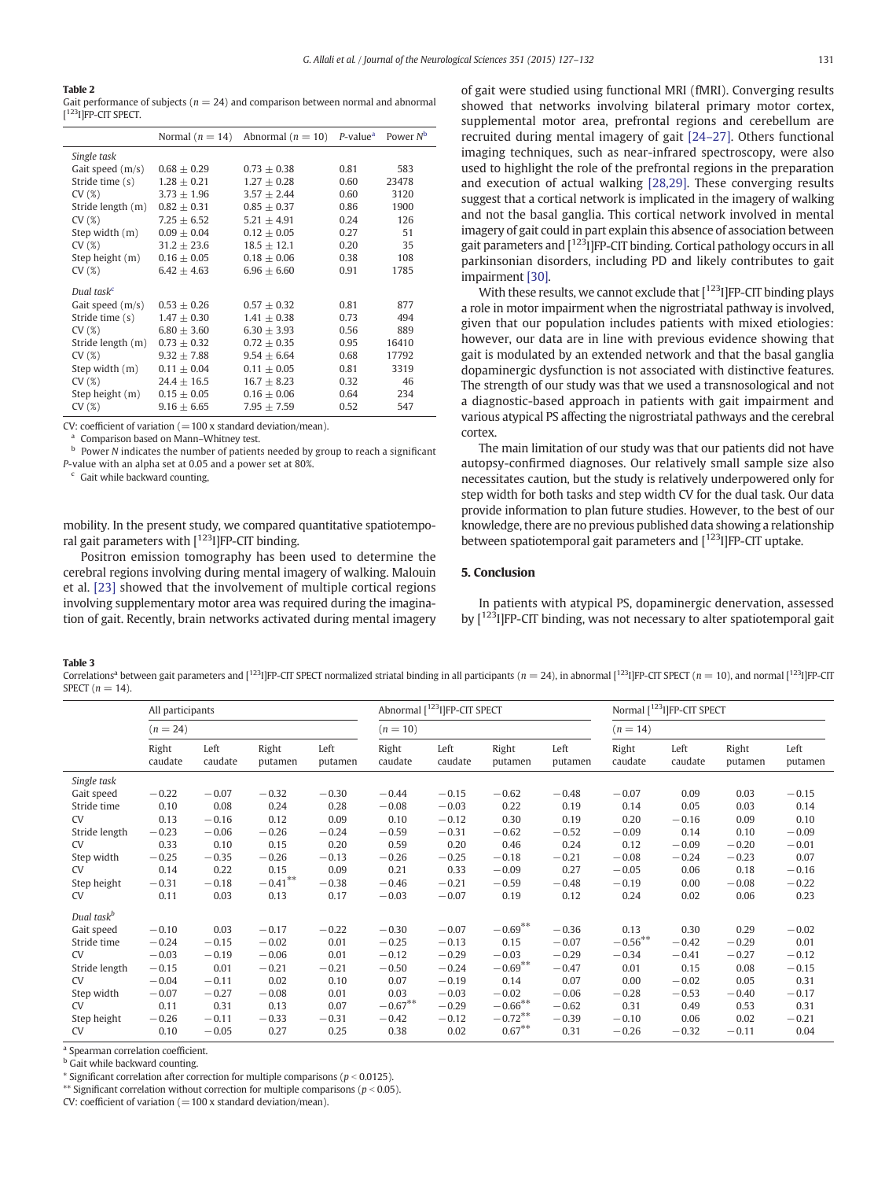**Table 2**
Gait performance of subjects ($n = 24$) and comparison between normal and abnormal [$^{123}$I]FP-CIT SPECT.

| | Normal ($n = 14$) | Abnormal ($n = 10$) | P-value[a] | Power N[b] |
|---|---|---|---|---|
| *Single task* | | | | |
| Gait speed (m/s) | 0.68 ± 0.29 | 0.73 ± 0.38 | 0.81 | 583 |
| Stride time (s) | 1.28 ± 0.21 | 1.27 ± 0.28 | 0.60 | 23478 |
| CV (%) | 3.73 ± 1.96 | 3.57 ± 2.44 | 0.60 | 3120 |
| Stride length (m) | 0.82 ± 0.31 | 0.85 ± 0.37 | 0.86 | 1900 |
| CV (%) | 7.25 ± 6.52 | 5.21 ± 4.91 | 0.24 | 126 |
| Step width (m) | 0.09 ± 0.04 | 0.12 ± 0.05 | 0.27 | 51 |
| CV (%) | 31.2 ± 23.6 | 18.5 ± 12.1 | 0.20 | 35 |
| Step height (m) | 0.16 ± 0.05 | 0.18 ± 0.06 | 0.38 | 108 |
| CV (%) | 6.42 ± 4.63 | 6.96 ± 6.60 | 0.91 | 1785 |
| *Dual task*[c] | | | | |
| Gait speed (m/s) | 0.53 ± 0.26 | 0.57 ± 0.32 | 0.81 | 877 |
| Stride time (s) | 1.47 ± 0.30 | 1.41 ± 0.38 | 0.73 | 494 |
| CV (%) | 6.80 ± 3.60 | 6.30 ± 3.93 | 0.56 | 889 |
| Stride length (m) | 0.73 ± 0.32 | 0.72 ± 0.35 | 0.95 | 16410 |
| CV (%) | 9.32 ± 7.88 | 9.54 ± 6.64 | 0.68 | 17792 |
| Step width (m) | 0.11 ± 0.04 | 0.11 ± 0.05 | 0.81 | 3319 |
| CV (%) | 24.4 ± 16.5 | 16.7 ± 8.23 | 0.32 | 46 |
| Step height (m) | 0.15 ± 0.05 | 0.16 ± 0.06 | 0.64 | 234 |
| CV (%) | 9.16 ± 6.65 | 7.95 ± 7.59 | 0.52 | 547 |

CV: coefficient of variation (= 100 x standard deviation/mean).
[a] Comparison based on Mann–Whitney test.
[b] Power N indicates the number of patients needed by group to reach a significant P-value with an alpha set at 0.05 and a power set at 80%.
[c] Gait while backward counting,

mobility. In the present study, we compared quantitative spatiotemporal gait parameters with [$^{123}$I]FP-CIT binding.

Positron emission tomography has been used to determine the cerebral regions involving during mental imagery of walking. Malouin et al. [23] showed that the involvement of multiple cortical regions involving supplementary motor area was required during the imagination of gait. Recently, brain networks activated during mental imagery of gait were studied using functional MRI (fMRI). Converging results showed that networks involving bilateral primary motor cortex, supplemental motor area, prefrontal regions and cerebellum are recruited during mental imagery of gait [24–27]. Others functional imaging techniques, such as near-infrared spectroscopy, were also used to highlight the role of the prefrontal regions in the preparation and execution of actual walking [28,29]. These converging results suggest that a cortical network is implicated in the imagery of walking and not the basal ganglia. This cortical network involved in mental imagery of gait could in part explain this absence of association between gait parameters and [$^{123}$I]FP-CIT binding. Cortical pathology occurs in all parkinsonian disorders, including PD and likely contributes to gait impairment [30].

With these results, we cannot exclude that [$^{123}$I]FP-CIT binding plays a role in motor impairment when the nigrostriatal pathway is involved, given that our population includes patients with mixed etiologies: however, our data are in line with previous evidence showing that gait is modulated by an extended network and that the basal ganglia dopaminergic dysfunction is not associated with distinctive features. The strength of our study was that we used a transnosological and not a diagnostic-based approach in patients with gait impairment and various atypical PS affecting the nigrostriatal pathways and the cerebral cortex.

The main limitation of our study was that our patients did not have autopsy-confirmed diagnoses. Our relatively small sample size also necessitates caution, but the study is relatively underpowered only for step width for both tasks and step width CV for the dual task. Our data provide information to plan future studies. However, to the best of our knowledge, there are no previous published data showing a relationship between spatiotemporal gait parameters and [$^{123}$I]FP-CIT uptake.

## 5. Conclusion

In patients with atypical PS, dopaminergic denervation, assessed by [$^{123}$I]FP-CIT binding, was not necessary to alter spatiotemporal gait

**Table 3**
Correlations[a] between gait parameters and [$^{123}$I]FP-CIT SPECT normalized striatal binding in all participants ($n = 24$), in abnormal [$^{123}$I]FP-CIT SPECT ($n = 10$), and normal [$^{123}$I]FP-CIT SPECT ($n = 14$).

| | All participants ($n = 24$) | | | | Abnormal [$^{123}$I]FP-CIT SPECT ($n = 10$) | | | | Normal [$^{123}$I]FP-CIT SPECT ($n = 14$) | | | |
|---|---|---|---|---|---|---|---|---|---|---|---|---|
| | Right caudate | Left caudate | Right putamen | Left putamen | Right caudate | Left caudate | Right putamen | Left putamen | Right caudate | Left caudate | Right putamen | Left putamen |
| *Single task* | | | | | | | | | | | | |
| Gait speed | −0.22 | −0.07 | −0.32 | −0.30 | −0.44 | −0.15 | −0.62 | −0.48 | −0.07 | 0.09 | 0.03 | −0.15 |
| Stride time | 0.10 | 0.08 | 0.24 | 0.28 | −0.08 | −0.03 | 0.22 | 0.19 | 0.14 | 0.05 | 0.03 | 0.14 |
| CV | 0.13 | −0.16 | 0.12 | 0.09 | 0.10 | −0.12 | 0.30 | 0.19 | 0.20 | −0.16 | 0.09 | 0.10 |
| Stride length | −0.23 | −0.06 | −0.26 | −0.24 | −0.59 | −0.31 | −0.62 | −0.52 | −0.09 | 0.14 | 0.10 | −0.09 |
| CV | 0.33 | 0.10 | 0.15 | 0.20 | 0.59 | 0.20 | 0.46 | 0.24 | 0.12 | −0.09 | −0.20 | −0.01 |
| Step width | −0.25 | −0.35 | −0.26 | −0.13 | −0.26 | −0.25 | −0.18 | −0.21 | −0.08 | −0.24 | −0.23 | 0.07 |
| CV | 0.14 | 0.22 | 0.15 | 0.09 | 0.21 | 0.33 | −0.09 | 0.27 | −0.05 | 0.06 | 0.18 | −0.16 |
| Step height | −0.31 | −0.18 | −0.41** | −0.38 | −0.46 | −0.21 | −0.59 | −0.48 | −0.19 | 0.00 | −0.08 | −0.22 |
| CV | 0.11 | 0.03 | 0.13 | 0.17 | −0.03 | −0.07 | 0.19 | 0.12 | 0.24 | 0.02 | 0.06 | 0.23 |
| *Dual task*[b] | | | | | | | | | | | | |
| Gait speed | −0.10 | 0.03 | −0.17 | −0.22 | −0.30 | −0.07 | −0.69** | −0.36 | 0.13 | 0.30 | 0.29 | −0.02 |
| Stride time | −0.24 | −0.15 | −0.02 | 0.01 | −0.25 | −0.13 | 0.15 | −0.07 | −0.56** | −0.42 | −0.29 | 0.01 |
| CV | −0.03 | −0.19 | −0.06 | 0.01 | −0.12 | −0.29 | −0.03 | −0.29 | −0.34 | −0.41 | −0.27 | −0.12 |
| Stride length | −0.15 | 0.01 | −0.21 | −0.21 | −0.50 | −0.24 | −0.69** | −0.47 | 0.01 | 0.15 | 0.08 | −0.15 |
| CV | −0.04 | −0.11 | 0.02 | 0.10 | 0.07 | −0.19 | 0.14 | 0.07 | 0.00 | −0.02 | 0.05 | 0.31 |
| Step width | −0.07 | −0.27 | −0.08 | 0.01 | 0.03 | −0.03 | −0.02 | −0.06 | −0.28 | −0.53 | −0.40 | −0.17 |
| CV | 0.11 | 0.31 | 0.13 | 0.07 | −0.67** | −0.29 | −0.66** | −0.62 | 0.31 | 0.49 | 0.53 | 0.31 |
| Step height | −0.26 | −0.11 | −0.33 | −0.31 | −0.42 | −0.12 | −0.72** | −0.39 | −0.10 | 0.06 | 0.02 | −0.21 |
| CV | 0.10 | −0.05 | 0.27 | 0.25 | 0.38 | 0.02 | 0.67** | 0.31 | −0.26 | −0.32 | −0.11 | 0.04 |

[a] Spearman correlation coefficient.
[b] Gait while backward counting.
* Significant correlation after correction for multiple comparisons ($p < 0.0125$).
** Significant correlation without correction for multiple comparisons ($p < 0.05$).
CV: coefficient of variation (= 100 x standard deviation/mean).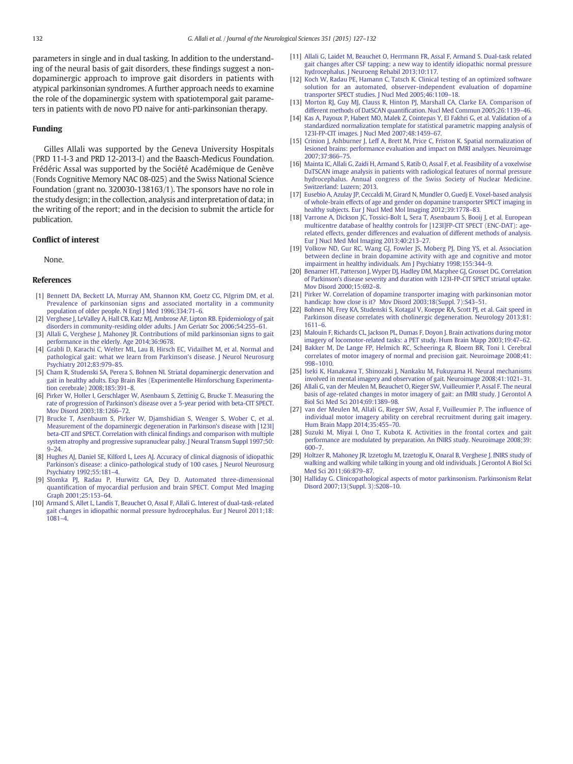parameters in single and in dual tasking. In addition to the understanding of the neural basis of gait disorders, these findings suggest a non-dopaminergic approach to improve gait disorders in patients with atypical parkinsonian syndromes. A further approach needs to examine the role of the dopaminergic system with spatiotemporal gait parameters in patients with de novo PD naive for anti-parkinsonian therapy.

## Funding

Gilles Allali was supported by the Geneva University Hospitals (PRD 11-I-3 and PRD 12-2013-I) and the Baasch-Medicus Foundation. Frédéric Assal was supported by the Société Académique de Genève (Fonds Cognitive Memory NAC 08-025) and the Swiss National Science Foundation (grant no. 320030-138163/1). The sponsors have no role in the study design; in the collection, analysis and interpretation of data; in the writing of the report; and in the decision to submit the article for publication.

## Conflict of interest

None.

## References

[1] Bennett DA, Beckett LA, Murray AM, Shannon KM, Goetz CG, Pilgrim DM, et al. Prevalence of parkinsonian signs and associated mortality in a community population of older people. N Engl J Med 1996;334:71–6.

[2] Verghese J, LeValley A, Hall CB, Katz MJ, Ambrose AF, Lipton RB. Epidemiology of gait disorders in community-residing older adults. J Am Geriatr Soc 2006;54:255–61.

[3] Allali G, Verghese J, Mahoney JR. Contributions of mild parkinsonian signs to gait performance in the elderly. Age 2014;36:9678.

[4] Grabli D, Karachi C, Welter ML, Lau B, Hirsch EC, Vidailhet M, et al. Normal and pathological gait: what we learn from Parkinson's disease. J Neurol Neurosurg Psychiatry 2012;83:979–85.

[5] Cham R, Studenski SA, Perera S, Bohnen NI. Striatal dopaminergic denervation and gait in healthy adults. Exp Brain Res (Experimentelle Hirnforschung Experimentation cerebrale) 2008;185:391–8.

[6] Pirker W, Holler I, Gerschlager W, Asenbaum S, Zettinig G, Brucke T. Measuring the rate of progression of Parkinson's disease over a 5-year period with beta-CIT SPECT. Mov Disord 2003;18:1266–72.

[7] Brucke T, Asenbaum S, Pirker W, Djamshidian S, Wenger S, Wober C, et al. Measurement of the dopaminergic degeneration in Parkinson's disease with [123I] beta-CIT and SPECT. Correlation with clinical findings and comparison with multiple system atrophy and progressive supranuclear palsy. J Neural Transm Suppl 1997;50: 9–24.

[8] Hughes AJ, Daniel SE, Kilford L, Lees AJ. Accuracy of clinical diagnosis of idiopathic Parkinson's disease: a clinico-pathological study of 100 cases. J Neurol Neurosurg Psychiatry 1992;55:181–4.

[9] Slomka PJ, Radau P, Hurwitz GA, Dey D. Automated three-dimensional quantification of myocardial perfusion and brain SPECT. Comput Med Imaging Graph 2001;25:153–64.

[10] Armand S, Allet L, Landis T, Beauchet O, Assal F, Allali G. Interest of dual-task-related gait changes in idiopathic normal pressure hydrocephalus. Eur J Neurol 2011;18: 1081–4.

[11] Allali G, Laidet M, Beauchet O, Herrmann FR, Assal F, Armand S. Dual-task related gait changes after CSF tapping: a new way to identify idiopathic normal pressure hydrocephalus. J Neuroeng Rehabil 2013;10:117.

[12] Koch W, Radau PE, Hamann C, Tatsch K. Clinical testing of an optimized software solution for an automated, observer-independent evaluation of dopamine transporter SPECT studies. J Nucl Med 2005;46:1109–18.

[13] Morton RJ, Guy MJ, Clauss R, Hinton PJ, Marshall CA, Clarke EA. Comparison of different methods of DatSCAN quantification. Nucl Med Commun 2005;26:1139–46.

[14] Kas A, Payoux P, Habert MO, Malek Z, Cointepas Y, El Fakhri G, et al. Validation of a standardized normalization template for statistical parametric mapping analysis of 123I-FP-CIT images. J Nucl Med 2007;48:1459–67.

[15] Crinion J, Ashburner J, Leff A, Brett M, Price C, Friston K. Spatial normalization of lesioned brains: performance evaluation and impact on fMRI analyses. Neuroimage 2007;37:866–75.

[16] Mainta IC, Allali G, Zaidi H, Armand S, Ratib O, Assal F, et al. Feasibility of a voxelwise DaTSCAN image analysis in patients with radiological features of normal pressure hydrocephalus. Annual congress of the Swiss Society of Nuclear Medicine. Switzerland: Luzern; 2013.

[17] Eusebio A, Azulay JP, Ceccaldi M, Girard N, Mundler O, Guedj E. Voxel-based analysis of whole-brain effects of age and gender on dopamine transporter SPECT imaging in healthy subjects. Eur J Nucl Med Mol Imaging 2012;39:1778–83.

[18] Varrone A, Dickson JC, Tossici-Bolt L, Sera T, Asenbaum S, Booij J, et al. European multicentre database of healthy controls for [123I]FP-CIT SPECT (ENC-DAT): age-related effects, gender differences and evaluation of different methods of analysis. Eur J Nucl Med Mol Imaging 2013;40:213–27.

[19] Volkow ND, Gur RC, Wang GJ, Fowler JS, Moberg PJ, Ding YS, et al. Association between decline in brain dopamine activity with age and cognitive and motor impairment in healthy individuals. Am J Psychiatry 1998;155:344–9.

[20] Benamer HT, Patterson J, Wyper DJ, Hadley DM, Macphee GJ, Grosset DG. Correlation of Parkinson's disease severity and duration with 123I-FP-CIT SPECT striatal uptake. Mov Disord 2000;15:692–8.

[21] Pirker W. Correlation of dopamine transporter imaging with parkinsonian motor handicap: how close is it? Mov Disord 2003;18(Suppl. 7):S43–51.

[22] Bohnen NI, Frey KA, Studenski S, Kotagal V, Koeppe RA, Scott PJ, et al. Gait speed in Parkinson disease correlates with cholinergic degeneration. Neurology 2013;81: 1611–6.

[23] Malouin F, Richards CL, Jackson PL, Dumas F, Doyon J. Brain activations during motor imagery of locomotor-related tasks: a PET study. Hum Brain Mapp 2003;19:47–62.

[24] Bakker M, De Lange FP, Helmich RC, Scheeringa R, Bloem BR, Toni I. Cerebral correlates of motor imagery of normal and precision gait. Neuroimage 2008;41: 998–1010.

[25] Iseki K, Hanakawa T, Shinozaki J, Nankaku M, Fukuyama H. Neural mechanisms involved in mental imagery and observation of gait. Neuroimage 2008;41:1021–31.

[26] Allali G, van der Meulen M, Beauchet O, Rieger SW, Vuilleumier P, Assal F. The neural basis of age-related changes in motor imagery of gait: an fMRI study. J Gerontol A Biol Sci Med Sci 2014;69:1389–98.

[27] van der Meulen M, Allali G, Rieger SW, Assal F, Vuilleumier P. The influence of individual motor imagery ability on cerebral recruitment during gait imagery. Hum Brain Mapp 2014;35:455–70.

[28] Suzuki M, Miyai I, Ono T, Kubota K. Activities in the frontal cortex and gait performance are modulated by preparation. An fNIRS study. Neuroimage 2008;39: 600–7.

[29] Holtzer R, Mahoney JR, Izzetoglu M, Izzetoglu K, Onaral B, Verghese J. fNIRS study of walking and walking while talking in young and old individuals. J Gerontol A Biol Sci Med Sci 2011;66:879–87.

[30] Halliday G. Clinicopathological aspects of motor parkinsonism. Parkinsonism Relat Disord 2007;13(Suppl. 3):S208–10.